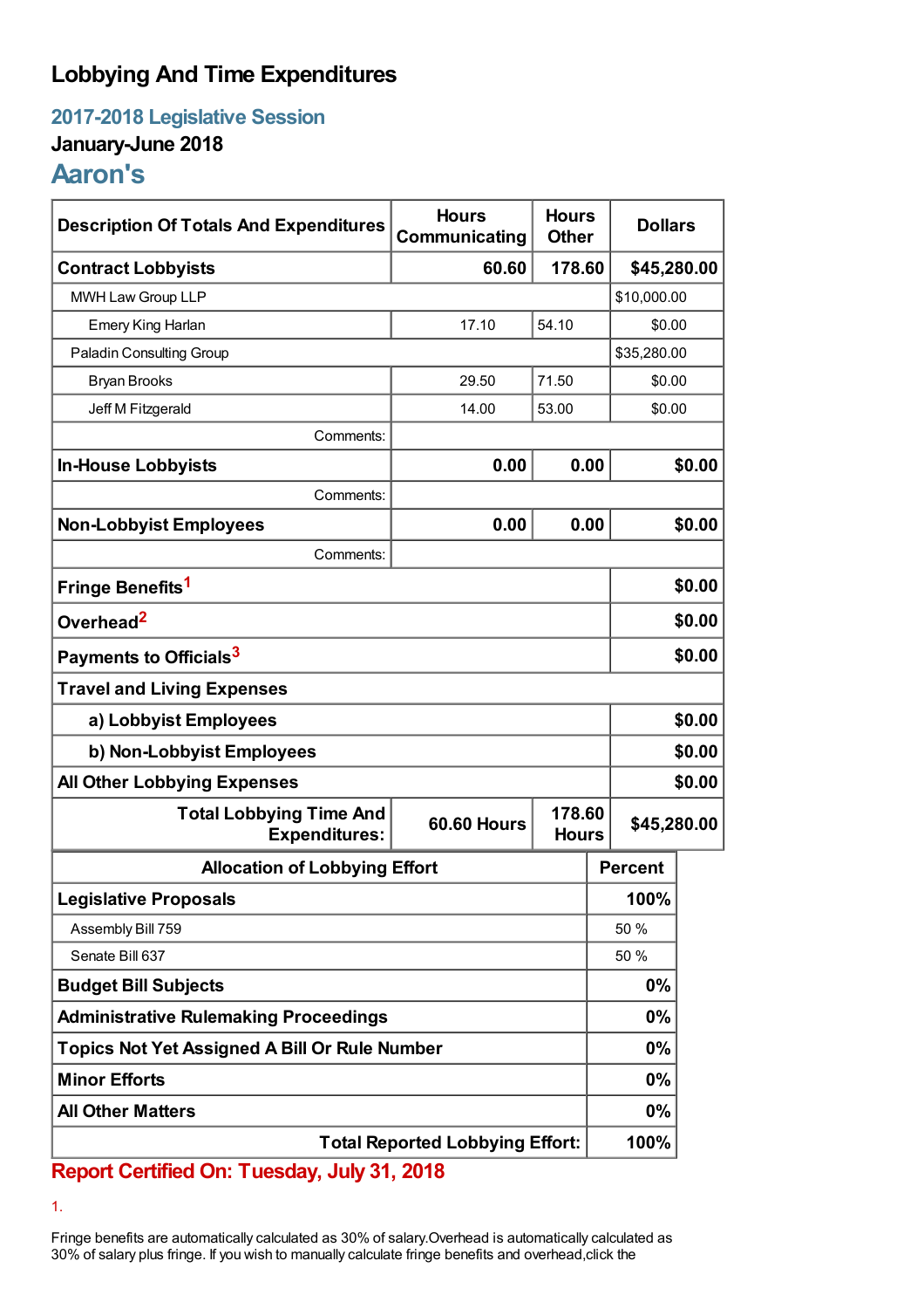# Lobbying And Time Expenditures

## 2017-2018 Legislative Session

### January-June 2018

## Aaron's

| Description Of Totals And Expenditures | Hours Communicating | Hours Other | Dollars |
|---|---|---|---|
| **Contract Lobbyists** | **60.60** | **178.60** | **$45,280.00** |
| MWH Law Group LLP | | | $10,000.00 |
| Emery King Harlan | 17.10 | 54.10 | $0.00 |
| Paladin Consulting Group | | | $35,280.00 |
| Bryan Brooks | 29.50 | 71.50 | $0.00 |
| Jeff M Fitzgerald | 14.00 | 53.00 | $0.00 |
| Comments: | | | |
| **In-House Lobbyists** | **0.00** | **0.00** | **$0.00** |
| Comments: | | | |
| **Non-Lobbyist Employees** | **0.00** | **0.00** | **$0.00** |
| Comments: | | | |
| **Fringe Benefits**[1] | | | **$0.00** |
| **Overhead**[2] | | | **$0.00** |
| **Payments to Officials**[3] | | | **$0.00** |
| **Travel and Living Expenses** | | | |
| **a) Lobbyist Employees** | | | **$0.00** |
| **b) Non-Lobbyist Employees** | | | **$0.00** |
| **All Other Lobbying Expenses** | | | **$0.00** |
| **Total Lobbying Time And Expenditures:** | **60.60 Hours** | **178.60 Hours** | **$45,280.00** |

| Allocation of Lobbying Effort | Percent |
|---|---|
| **Legislative Proposals** | **100%** |
| Assembly Bill 759 | 50 % |
| Senate Bill 637 | 50 % |
| **Budget Bill Subjects** | **0%** |
| **Administrative Rulemaking Proceedings** | **0%** |
| **Topics Not Yet Assigned A Bill Or Rule Number** | **0%** |
| **Minor Efforts** | **0%** |
| **All Other Matters** | **0%** |
| **Total Reported Lobbying Effort:** | **100%** |

**Report Certified On: Tuesday, July 31, 2018**

1.

Fringe benefits are automatically calculated as 30% of salary.Overhead is automatically calculated as 30% of salary plus fringe. If you wish to manually calculate fringe benefits and overhead,click the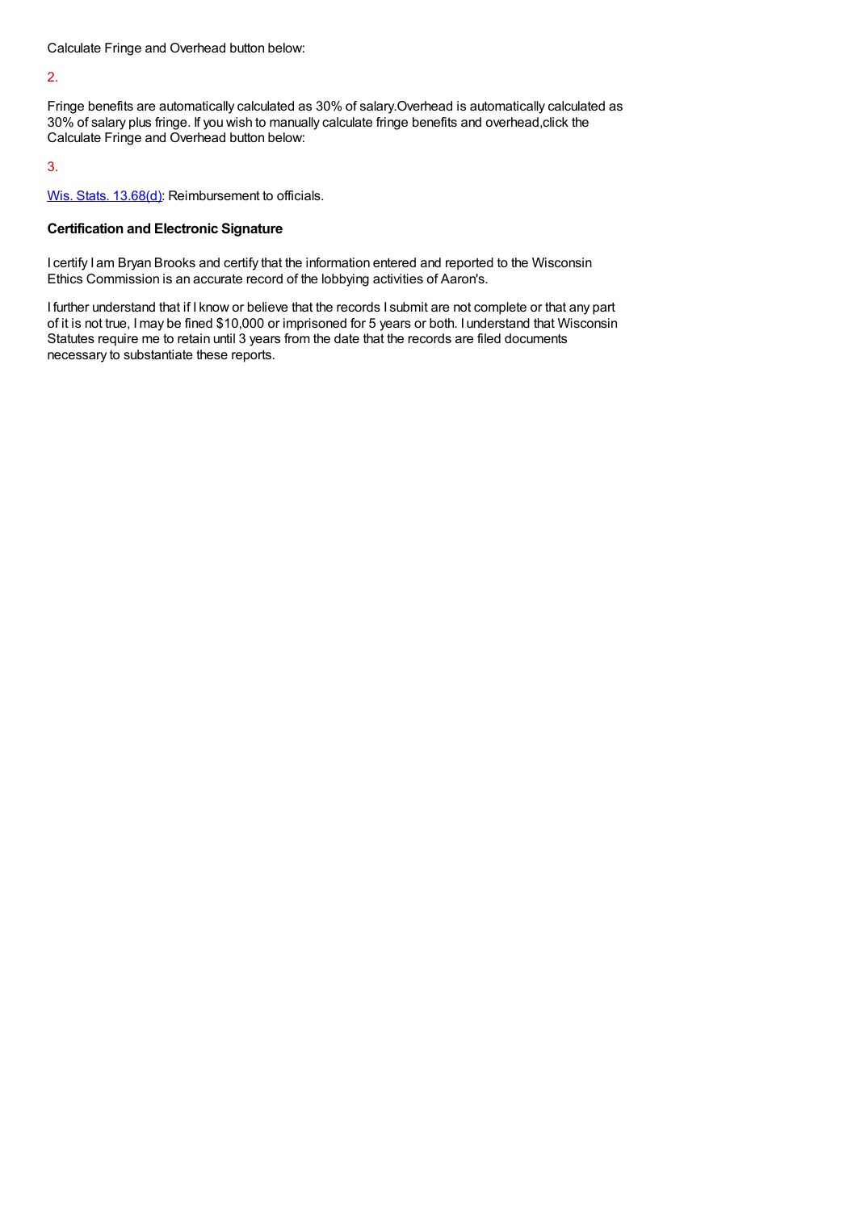Calculate Fringe and Overhead button below:

2.

Fringe benefits are automatically calculated as 30% of salary.Overhead is automatically calculated as 30% of salary plus fringe. If you wish to manually calculate fringe benefits and overhead,click the Calculate Fringe and Overhead button below:

3.

[Wis. Stats. 13.68(d)]: Reimbursement to officials.

**Certification and Electronic Signature**

I certify I am Bryan Brooks and certify that the information entered and reported to the Wisconsin Ethics Commission is an accurate record of the lobbying activities of Aaron's.

I further understand that if I know or believe that the records I submit are not complete or that any part of it is not true, I may be fined $10,000 or imprisoned for 5 years or both. I understand that Wisconsin Statutes require me to retain until 3 years from the date that the records are filed documents necessary to substantiate these reports.